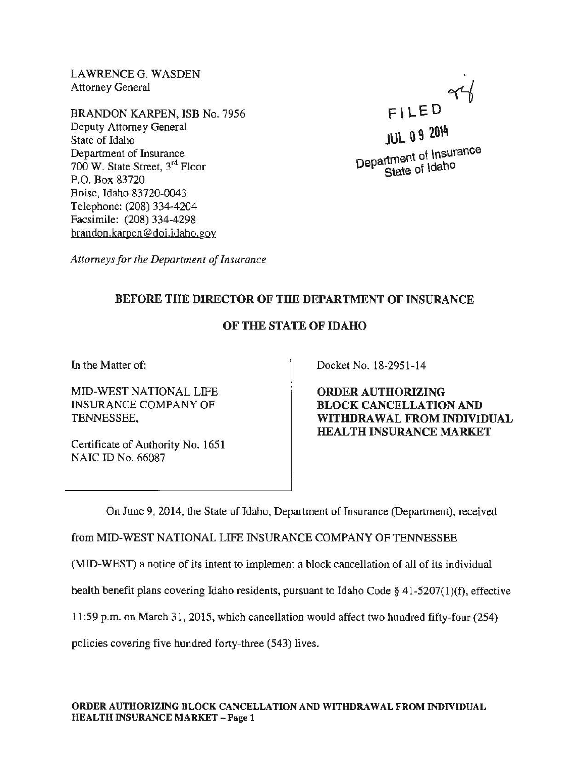LAWRENCE G. WASDEN
Attorney General

BRANDON KARPEN, ISB No. 7956
Deputy Attorney General
State of Idaho
Department of Insurance
700 W. State Street, 3rd Floor
P.O. Box 83720
Boise, Idaho 83720-0043
Telephone: (208) 334-4204
Facsimile: (208) 334-4298
brandon.karpen@doi.idaho.gov

*Attorneys for the Department of Insurance*

FILED
JUL 09 2014
Department of Insurance
State of Idaho

**BEFORE THE DIRECTOR OF THE DEPARTMENT OF INSURANCE**

**OF THE STATE OF IDAHO**

| | |
|---|---|
| In the Matter of:<br><br>MID-WEST NATIONAL LIFE INSURANCE COMPANY OF TENNESSEE,<br><br>Certificate of Authority No. 1651<br>NAIC ID No. 66087 | Docket No. 18-2951-14<br><br>**ORDER AUTHORIZING BLOCK CANCELLATION AND WITHDRAWAL FROM INDIVIDUAL HEALTH INSURANCE MARKET** |

On June 9, 2014, the State of Idaho, Department of Insurance (Department), received from MID-WEST NATIONAL LIFE INSURANCE COMPANY OF TENNESSEE (MID-WEST) a notice of its intent to implement a block cancellation of all of its individual health benefit plans covering Idaho residents, pursuant to Idaho Code § 41-5207(1)(f), effective 11:59 p.m. on March 31, 2015, which cancellation would affect two hundred fifty-four (254) policies covering five hundred forty-three (543) lives.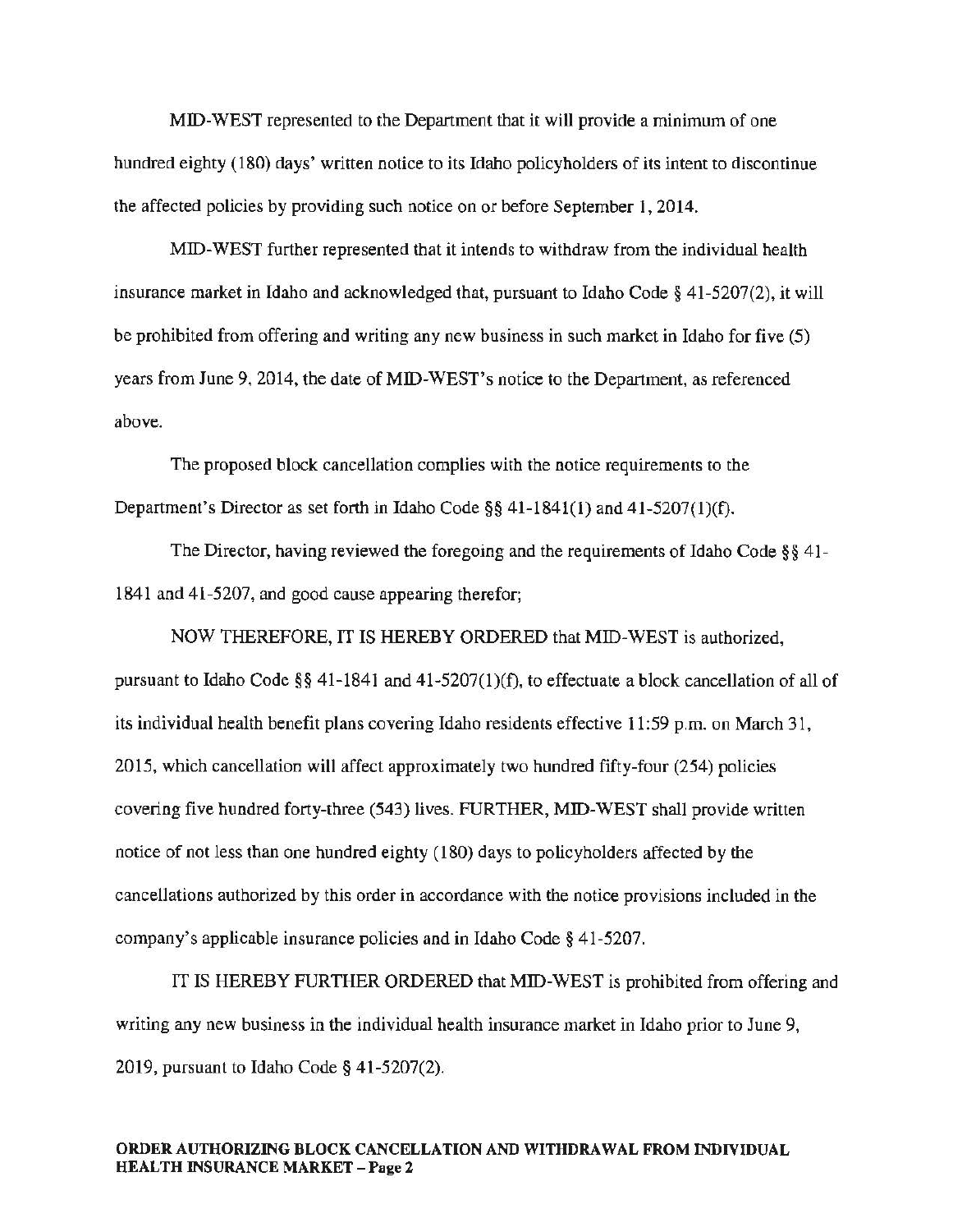MID-WEST represented to the Department that it will provide a minimum of one hundred eighty (180) days' written notice to its Idaho policyholders of its intent to discontinue the affected policies by providing such notice on or before September 1, 2014.

MID-WEST further represented that it intends to withdraw from the individual health insurance market in Idaho and acknowledged that, pursuant to Idaho Code § 41-5207(2), it will be prohibited from offering and writing any new business in such market in Idaho for five (5) years from June 9, 2014, the date of MID-WEST's notice to the Department, as referenced above.

The proposed block cancellation complies with the notice requirements to the Department's Director as set forth in Idaho Code §§ 41-1841(1) and 41-5207(1)(f).

The Director, having reviewed the foregoing and the requirements of Idaho Code §§ 41-1841 and 41-5207, and good cause appearing therefor;

NOW THEREFORE, IT IS HEREBY ORDERED that MID-WEST is authorized, pursuant to Idaho Code §§ 41-1841 and 41-5207(1)(f), to effectuate a block cancellation of all of its individual health benefit plans covering Idaho residents effective 11:59 p.m. on March 31, 2015, which cancellation will affect approximately two hundred fifty-four (254) policies covering five hundred forty-three (543) lives. FURTHER, MID-WEST shall provide written notice of not less than one hundred eighty (180) days to policyholders affected by the cancellations authorized by this order in accordance with the notice provisions included in the company's applicable insurance policies and in Idaho Code § 41-5207.

IT IS HEREBY FURTHER ORDERED that MID-WEST is prohibited from offering and writing any new business in the individual health insurance market in Idaho prior to June 9, 2019, pursuant to Idaho Code § 41-5207(2).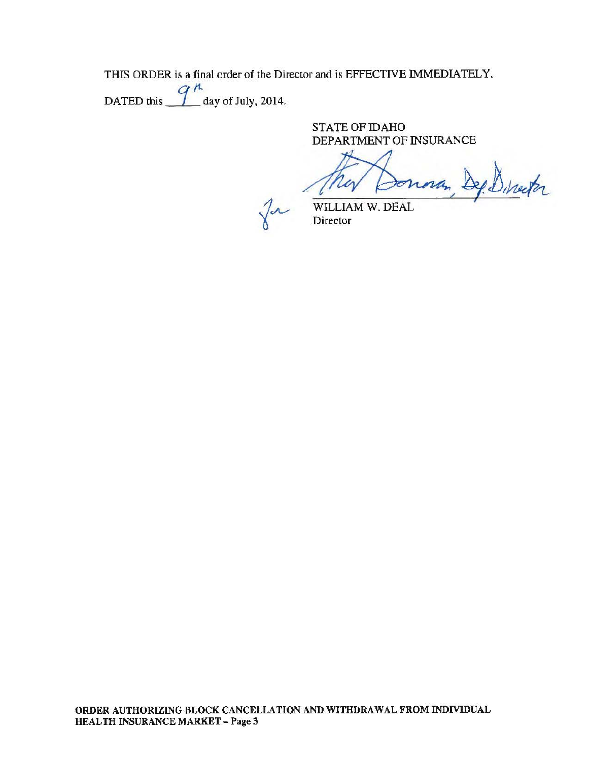THIS ORDER is a final order of the Director and is EFFECTIVE IMMEDIATELY.

DATED this 9th day of July, 2014.

STATE OF IDAHO
DEPARTMENT OF INSURANCE

for WILLIAM W. DEAL
Director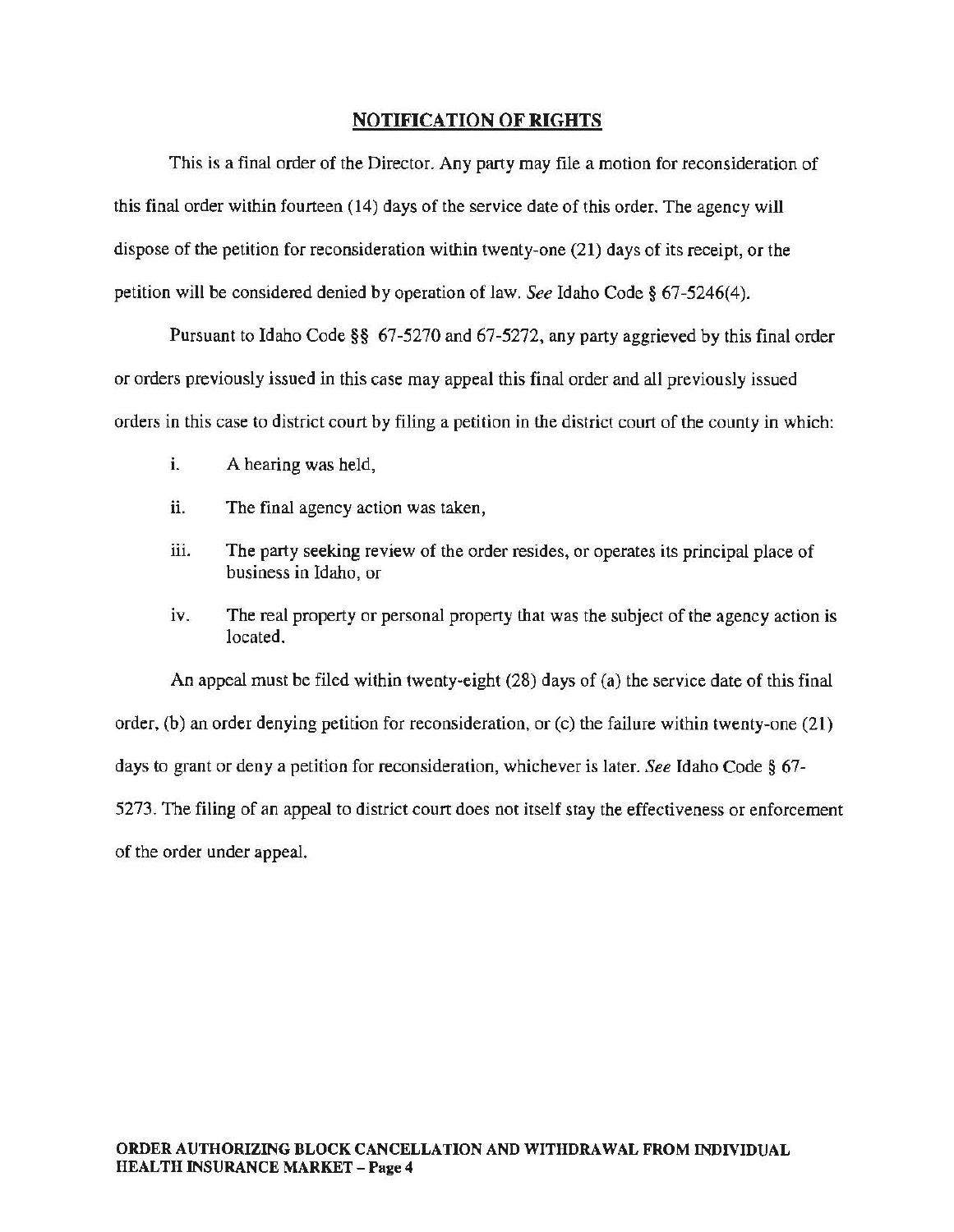## NOTIFICATION OF RIGHTS

This is a final order of the Director. Any party may file a motion for reconsideration of this final order within fourteen (14) days of the service date of this order. The agency will dispose of the petition for reconsideration within twenty-one (21) days of its receipt, or the petition will be considered denied by operation of law. *See* Idaho Code § 67-5246(4).

Pursuant to Idaho Code §§ 67-5270 and 67-5272, any party aggrieved by this final order or orders previously issued in this case may appeal this final order and all previously issued orders in this case to district court by filing a petition in the district court of the county in which:

i. A hearing was held,

ii. The final agency action was taken,

iii. The party seeking review of the order resides, or operates its principal place of business in Idaho, or

iv. The real property or personal property that was the subject of the agency action is located.

An appeal must be filed within twenty-eight (28) days of (a) the service date of this final order, (b) an order denying petition for reconsideration, or (c) the failure within twenty-one (21) days to grant or deny a petition for reconsideration, whichever is later. *See* Idaho Code § 67-5273. The filing of an appeal to district court does not itself stay the effectiveness or enforcement of the order under appeal.

**ORDER AUTHORIZING BLOCK CANCELLATION AND WITHDRAWAL FROM INDIVIDUAL HEALTH INSURANCE MARKET – Page 4**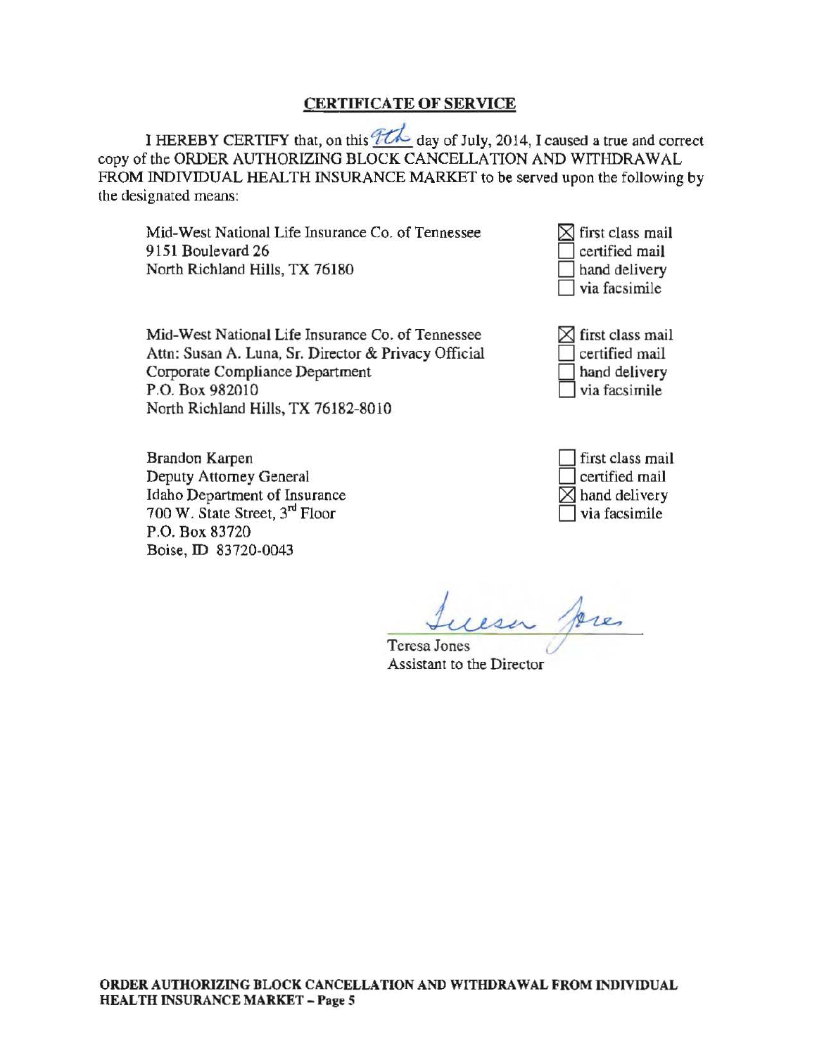## CERTIFICATE OF SERVICE

I HEREBY CERTIFY that, on this 9th day of July, 2014, I caused a true and correct copy of the ORDER AUTHORIZING BLOCK CANCELLATION AND WITHDRAWAL FROM INDIVIDUAL HEALTH INSURANCE MARKET to be served upon the following by the designated means:

| | |
|---|---|
| Mid-West National Life Insurance Co. of Tennessee<br>9151 Boulevard 26<br>North Richland Hills, TX 76180 | ☒ first class mail<br>☐ certified mail<br>☐ hand delivery<br>☐ via facsimile |
| Mid-West National Life Insurance Co. of Tennessee<br>Attn: Susan A. Luna, Sr. Director & Privacy Official<br>Corporate Compliance Department<br>P.O. Box 982010<br>North Richland Hills, TX 76182-8010 | ☒ first class mail<br>☐ certified mail<br>☐ hand delivery<br>☐ via facsimile |
| Brandon Karpen<br>Deputy Attorney General<br>Idaho Department of Insurance<br>700 W. State Street, 3rd Floor<br>P.O. Box 83720<br>Boise, ID 83720-0043 | ☐ first class mail<br>☐ certified mail<br>☒ hand delivery<br>☐ via facsimile |

Teresa Jones
Assistant to the Director